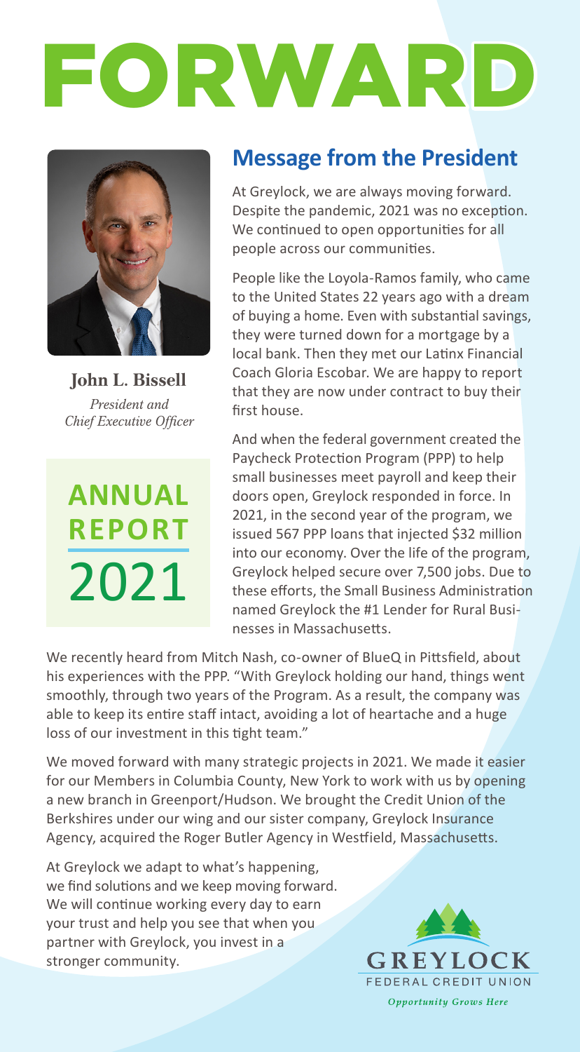# FORWARD

**John L. Bissell**
*President and Chief Executive Officer*

**ANNUAL REPORT 2021**

## Message from the President

At Greylock, we are always moving forward. Despite the pandemic, 2021 was no exception. We continued to open opportunities for all people across our communities.

People like the Loyola-Ramos family, who came to the United States 22 years ago with a dream of buying a home. Even with substantial savings, they were turned down for a mortgage by a local bank. Then they met our Latinx Financial Coach Gloria Escobar. We are happy to report that they are now under contract to buy their first house.

And when the federal government created the Paycheck Protection Program (PPP) to help small businesses meet payroll and keep their doors open, Greylock responded in force. In 2021, in the second year of the program, we issued 567 PPP loans that injected $32 million into our economy. Over the life of the program, Greylock helped secure over 7,500 jobs. Due to these efforts, the Small Business Administration named Greylock the #1 Lender for Rural Businesses in Massachusetts.

We recently heard from Mitch Nash, co-owner of BlueQ in Pittsfield, about his experiences with the PPP. "With Greylock holding our hand, things went smoothly, through two years of the Program. As a result, the company was able to keep its entire staff intact, avoiding a lot of heartache and a huge loss of our investment in this tight team."

We moved forward with many strategic projects in 2021. We made it easier for our Members in Columbia County, New York to work with us by opening a new branch in Greenport/Hudson. We brought the Credit Union of the Berkshires under our wing and our sister company, Greylock Insurance Agency, acquired the Roger Butler Agency in Westfield, Massachusetts.

At Greylock we adapt to what's happening, we find solutions and we keep moving forward. We will continue working every day to earn your trust and help you see that when you partner with Greylock, you invest in a stronger community.

GREYLOCK FEDERAL CREDIT UNION
*Opportunity Grows Here*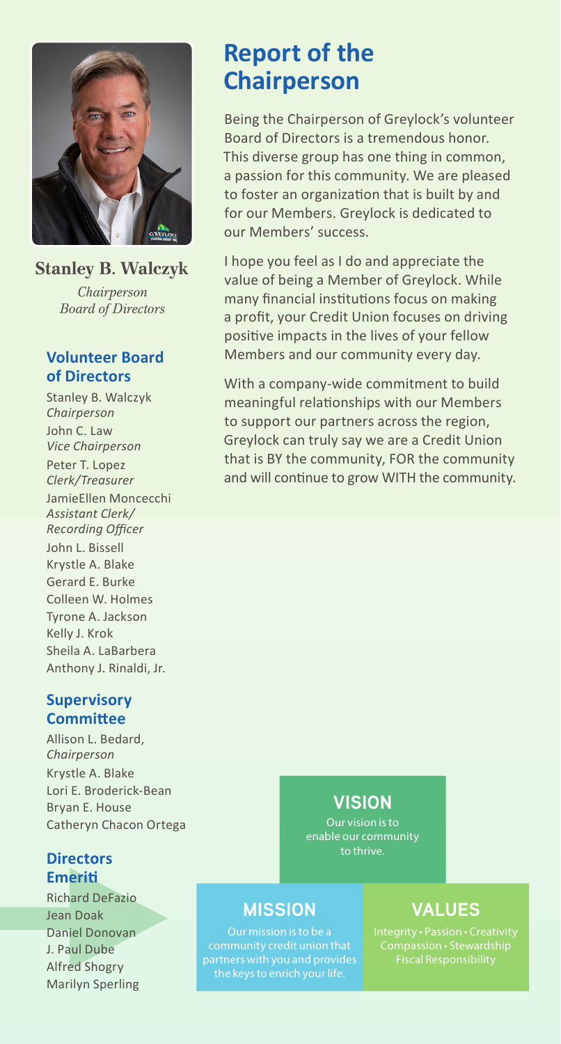# Report of the Chairperson

**Stanley B. Walczyk**

*Chairperson*
*Board of Directors*

Being the Chairperson of Greylock's volunteer Board of Directors is a tremendous honor. This diverse group has one thing in common, a passion for this community. We are pleased to foster an organization that is built by and for our Members. Greylock is dedicated to our Members' success.

I hope you feel as I do and appreciate the value of being a Member of Greylock. While many financial institutions focus on making a profit, your Credit Union focuses on driving positive impacts in the lives of your fellow Members and our community every day.

With a company-wide commitment to build meaningful relationships with our Members to support our partners across the region, Greylock can truly say we are a Credit Union that is BY the community, FOR the community and will continue to grow WITH the community.

### Volunteer Board of Directors

Stanley B. Walczyk
*Chairperson*
John C. Law
*Vice Chairperson*
Peter T. Lopez
*Clerk/Treasurer*
JamieEllen Moncecchi
*Assistant Clerk/ Recording Officer*
John L. Bissell
Krystle A. Blake
Gerard E. Burke
Colleen W. Holmes
Tyrone A. Jackson
Kelly J. Krok
Sheila A. LaBarbera
Anthony J. Rinaldi, Jr.

### Supervisory Committee

Allison L. Bedard,
*Chairperson*
Krystle A. Blake
Lori E. Broderick-Bean
Bryan E. House
Catheryn Chacon Ortega

### Directors Emeriti

Richard DeFazio
Jean Doak
Daniel Donovan
J. Paul Dube
Alfred Shogry
Marilyn Sperling

## VISION

Our vision is to enable our community to thrive.

## MISSION

Our mission is to be a community credit union that partners with you and provides the keys to enrich your life.

## VALUES

Integrity • Passion • Creativity
Compassion • Stewardship
Fiscal Responsibility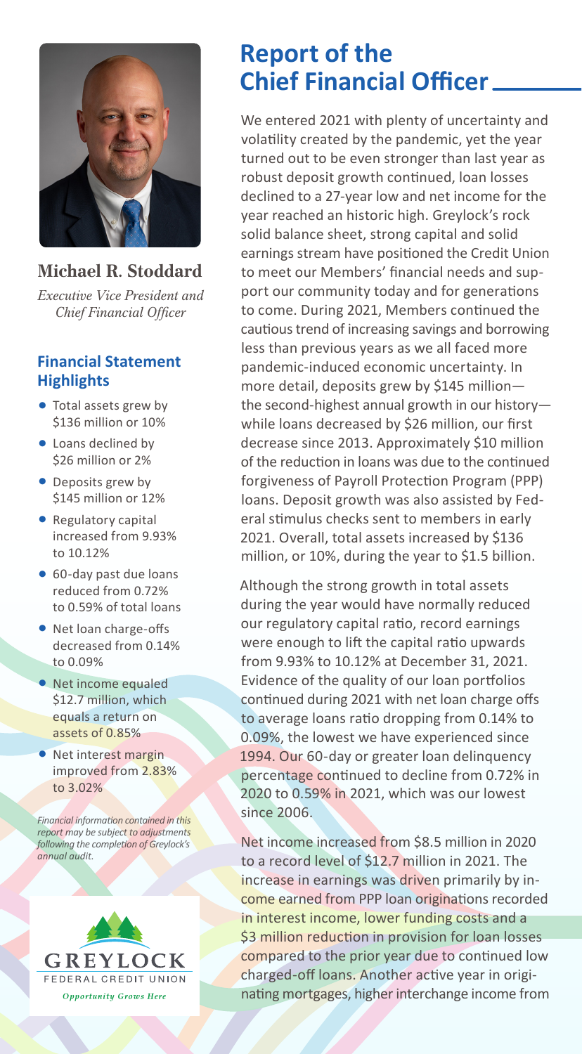**Michael R. Stoddard**

*Executive Vice President and Chief Financial Officer*

### Financial Statement Highlights

- Total assets grew by \$136 million or 10%
- Loans declined by \$26 million or 2%
- Deposits grew by \$145 million or 12%
- Regulatory capital increased from 9.93% to 10.12%
- 60-day past due loans reduced from 0.72% to 0.59% of total loans
- Net loan charge-offs decreased from 0.14% to 0.09%
- Net income equaled \$12.7 million, which equals a return on assets of 0.85%
- Net interest margin improved from 2.83% to 3.02%

*Financial information contained in this report may be subject to adjustments following the completion of Greylock's annual audit.*

GREYLOCK FEDERAL CREDIT UNION

*Opportunity Grows Here*

# Report of the Chief Financial Officer

We entered 2021 with plenty of uncertainty and volatility created by the pandemic, yet the year turned out to be even stronger than last year as robust deposit growth continued, loan losses declined to a 27-year low and net income for the year reached an historic high. Greylock's rock solid balance sheet, strong capital and solid earnings stream have positioned the Credit Union to meet our Members' financial needs and support our community today and for generations to come. During 2021, Members continued the cautious trend of increasing savings and borrowing less than previous years as we all faced more pandemic-induced economic uncertainty. In more detail, deposits grew by \$145 million—the second-highest annual growth in our history—while loans decreased by \$26 million, our first decrease since 2013. Approximately \$10 million of the reduction in loans was due to the continued forgiveness of Payroll Protection Program (PPP) loans. Deposit growth was also assisted by Federal stimulus checks sent to members in early 2021. Overall, total assets increased by \$136 million, or 10%, during the year to \$1.5 billion.

Although the strong growth in total assets during the year would have normally reduced our regulatory capital ratio, record earnings were enough to lift the capital ratio upwards from 9.93% to 10.12% at December 31, 2021. Evidence of the quality of our loan portfolios continued during 2021 with net loan charge offs to average loans ratio dropping from 0.14% to 0.09%, the lowest we have experienced since 1994. Our 60-day or greater loan delinquency percentage continued to decline from 0.72% in 2020 to 0.59% in 2021, which was our lowest since 2006.

Net income increased from \$8.5 million in 2020 to a record level of \$12.7 million in 2021. The increase in earnings was driven primarily by income earned from PPP loan originations recorded in interest income, lower funding costs and a \$3 million reduction in provision for loan losses compared to the prior year due to continued low charged-off loans. Another active year in originating mortgages, higher interchange income from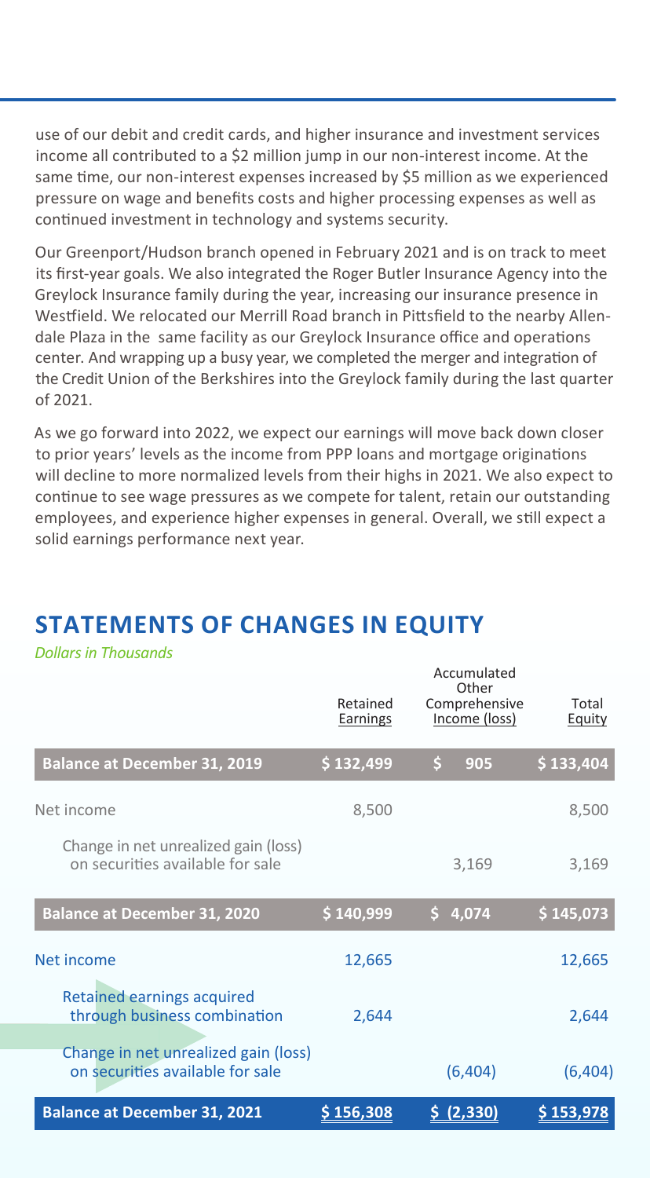use of our debit and credit cards, and higher insurance and investment services income all contributed to a $2 million jump in our non-interest income. At the same time, our non-interest expenses increased by $5 million as we experienced pressure on wage and benefits costs and higher processing expenses as well as continued investment in technology and systems security.

Our Greenport/Hudson branch opened in February 2021 and is on track to meet its first-year goals. We also integrated the Roger Butler Insurance Agency into the Greylock Insurance family during the year, increasing our insurance presence in Westfield. We relocated our Merrill Road branch in Pittsfield to the nearby Allendale Plaza in the same facility as our Greylock Insurance office and operations center. And wrapping up a busy year, we completed the merger and integration of the Credit Union of the Berkshires into the Greylock family during the last quarter of 2021.

As we go forward into 2022, we expect our earnings will move back down closer to prior years' levels as the income from PPP loans and mortgage originations will decline to more normalized levels from their highs in 2021. We also expect to continue to see wage pressures as we compete for talent, retain our outstanding employees, and experience higher expenses in general. Overall, we still expect a solid earnings performance next year.

## STATEMENTS OF CHANGES IN EQUITY

*Dollars in Thousands*

| | Retained Earnings | Accumulated Other Comprehensive Income (loss) | Total Equity |
|---|---|---|---|
| **Balance at December 31, 2019** | $ 132,499 | $ 905 | $ 133,404 |
| Net income | 8,500 | | 8,500 |
| Change in net unrealized gain (loss) on securities available for sale | | 3,169 | 3,169 |
| **Balance at December 31, 2020** | $ 140,999 | $ 4,074 | $ 145,073 |
| Net income | 12,665 | | 12,665 |
| Retained earnings acquired through business combination | 2,644 | | 2,644 |
| Change in net unrealized gain (loss) on securities available for sale | | (6,404) | (6,404) |
| **Balance at December 31, 2021** | $ 156,308 | $ (2,330) | $ 153,978 |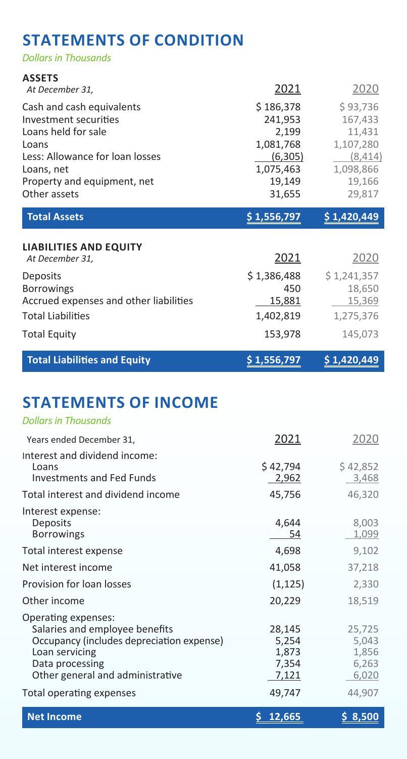## STATEMENTS OF CONDITION

*Dollars in Thousands*

| **ASSETS**<br>*At December 31,* | 2021 | 2020 |
|---|---|---|
| Cash and cash equivalents | $ 186,378 | $ 93,736 |
| Investment securities | 241,953 | 167,433 |
| Loans held for sale | 2,199 | 11,431 |
| Loans | 1,081,768 | 1,107,280 |
| Less: Allowance for loan losses | (6,305) | (8,414) |
| Loans, net | 1,075,463 | 1,098,866 |
| Property and equipment, net | 19,149 | 19,166 |
| Other assets | 31,655 | 29,817 |
| **Total Assets** | **$ 1,556,797** | **$ 1,420,449** |

| **LIABILITIES AND EQUITY**<br>*At December 31,* | 2021 | 2020 |
|---|---|---|
| Deposits | $ 1,386,488 | $ 1,241,357 |
| Borrowings | 450 | 18,650 |
| Accrued expenses and other liabilities | 15,881 | 15,369 |
| Total Liabilities | 1,402,819 | 1,275,376 |
| Total Equity | 153,978 | 145,073 |
| **Total Liabilities and Equity** | **$ 1,556,797** | **$ 1,420,449** |

## STATEMENTS OF INCOME

*Dollars in Thousands*

| Years ended December 31, | 2021 | 2020 |
|---|---|---|
| Interest and dividend income: | | |
| Loans | $ 42,794 | $ 42,852 |
| Investments and Fed Funds | 2,962 | 3,468 |
| Total interest and dividend income | 45,756 | 46,320 |
| Interest expense: | | |
| Deposits | 4,644 | 8,003 |
| Borrowings | 54 | 1,099 |
| Total interest expense | 4,698 | 9,102 |
| Net interest income | 41,058 | 37,218 |
| Provision for loan losses | (1,125) | 2,330 |
| Other income | 20,229 | 18,519 |
| Operating expenses: | | |
| Salaries and employee benefits | 28,145 | 25,725 |
| Occupancy (includes depreciation expense) | 5,254 | 5,043 |
| Loan servicing | 1,873 | 1,856 |
| Data processing | 7,354 | 6,263 |
| Other general and administrative | 7,121 | 6,020 |
| Total operating expenses | 49,747 | 44,907 |
| **Net Income** | **$ 12,665** | **$ 8,500** |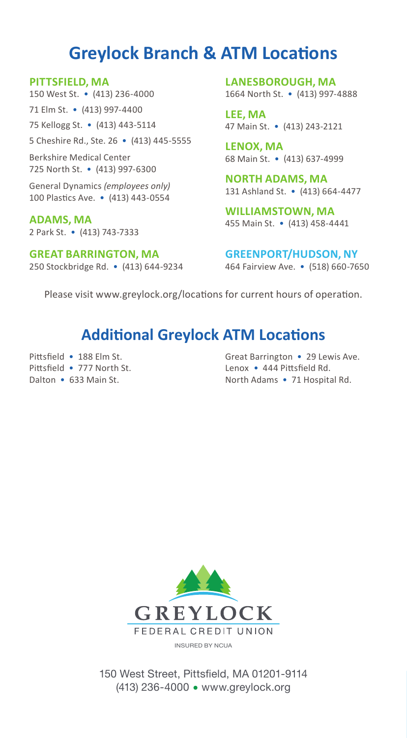# Greylock Branch & ATM Locations

**PITTSFIELD, MA**

150 West St. • (413) 236-4000

71 Elm St. • (413) 997-4400

75 Kellogg St. • (413) 443-5114

5 Cheshire Rd., Ste. 26 • (413) 445-5555

Berkshire Medical Center
725 North St. • (413) 997-6300

General Dynamics *(employees only)*
100 Plastics Ave. • (413) 443-0554

**ADAMS, MA**

2 Park St. • (413) 743-7333

**GREAT BARRINGTON, MA**

250 Stockbridge Rd. • (413) 644-9234

**LANESBOROUGH, MA**

1664 North St. • (413) 997-4888

**LEE, MA**

47 Main St. • (413) 243-2121

**LENOX, MA**

68 Main St. • (413) 637-4999

**NORTH ADAMS, MA**

131 Ashland St. • (413) 664-4477

**WILLIAMSTOWN, MA**

455 Main St. • (413) 458-4441

**GREENPORT/HUDSON, NY**

464 Fairview Ave. • (518) 660-7650

Please visit www.greylock.org/locations for current hours of operation.

# Additional Greylock ATM Locations

Pittsfield • 188 Elm St.
Pittsfield • 777 North St.
Dalton • 633 Main St.
Great Barrington • 29 Lewis Ave.
Lenox • 444 Pittsfield Rd.
North Adams • 71 Hospital Rd.

GREYLOCK
FEDERAL CREDIT UNION
INSURED BY NCUA

150 West Street, Pittsfield, MA 01201-9114
(413) 236-4000 • www.greylock.org